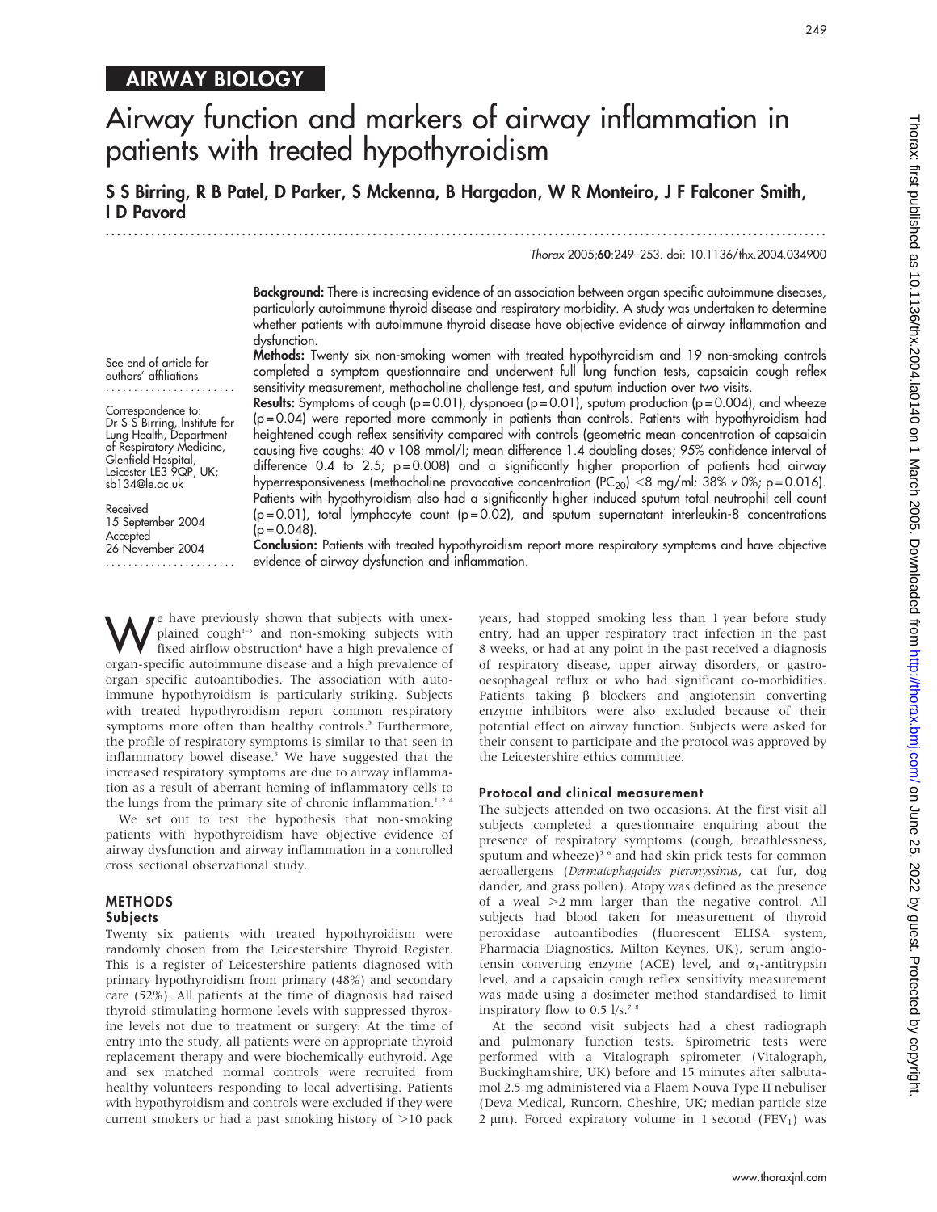AIRWAY BIOLOGY

# Airway function and markers of airway inflammation in patients with treated hypothyroidism

**S S Birring, R B Patel, D Parker, S Mckenna, B Hargadon, W R Monteiro, J F Falconer Smith, I D Pavord**

Thorax 2005;60:249–253. doi: 10.1136/thx.2004.034900

See end of article for authors' affiliations

Correspondence to: Dr S S Birring, Institute for Lung Health, Department of Respiratory Medicine, Glenfield Hospital, Leicester LE3 9QP, UK; sb134@le.ac.uk

Received 15 September 2004
Accepted 26 November 2004

**Background:** There is increasing evidence of an association between organ specific autoimmune diseases, particularly autoimmune thyroid disease and respiratory morbidity. A study was undertaken to determine whether patients with autoimmune thyroid disease have objective evidence of airway inflammation and dysfunction.

**Methods:** Twenty six non-smoking women with treated hypothyroidism and 19 non-smoking controls completed a symptom questionnaire and underwent full lung function tests, capsaicin cough reflex sensitivity measurement, methacholine challenge test, and sputum induction over two visits.

**Results:** Symptoms of cough ($p=0.01$), dyspnoea ($p=0.01$), sputum production ($p=0.004$), and wheeze ($p=0.04$) were reported more commonly in patients than controls. Patients with hypothyroidism had heightened cough reflex sensitivity compared with controls (geometric mean concentration of capsaicin causing five coughs: 40 *v* 108 mmol/l; mean difference 1.4 doubling doses; 95% confidence interval of difference 0.4 to 2.5; $p=0.008$) and a significantly higher proportion of patients had airway hyperresponsiveness (methacholine provocative concentration ($PC_{20}$) <8 mg/ml: 38% *v* 0%; $p=0.016$). Patients with hypothyroidism also had a significantly higher induced sputum total neutrophil cell count ($p=0.01$), total lymphocyte count ($p=0.02$), and sputum supernatant interleukin-8 concentrations ($p=0.048$).

**Conclusion:** Patients with treated hypothyroidism report more respiratory symptoms and have objective evidence of airway dysfunction and inflammation.

We have previously shown that subjects with unexplained cough[1–3] and non-smoking subjects with fixed airflow obstruction[4] have a high prevalence of organ-specific autoimmune disease and a high prevalence of organ specific autoantibodies. The association with autoimmune hypothyroidism is particularly striking. Subjects with treated hypothyroidism report common respiratory symptoms more often than healthy controls.[5] Furthermore, the profile of respiratory symptoms is similar to that seen in inflammatory bowel disease.[5] We have suggested that the increased respiratory symptoms are due to airway inflammation as a result of aberrant homing of inflammatory cells to the lungs from the primary site of chronic inflammation.[1 2 4]

We set out to test the hypothesis that non-smoking patients with hypothyroidism have objective evidence of airway dysfunction and airway inflammation in a controlled cross sectional observational study.

## METHODS

### Subjects

Twenty six patients with treated hypothyroidism were randomly chosen from the Leicestershire Thyroid Register. This is a register of Leicestershire patients diagnosed with primary hypothyroidism from primary (48%) and secondary care (52%). All patients at the time of diagnosis had raised thyroid stimulating hormone levels with suppressed thyroxine levels not due to treatment or surgery. At the time of entry into the study, all patients were on appropriate thyroid replacement therapy and were biochemically euthyroid. Age and sex matched normal controls were recruited from healthy volunteers responding to local advertising. Patients with hypothyroidism and controls were excluded if they were current smokers or had a past smoking history of >10 pack years, had stopped smoking less than 1 year before study entry, had an upper respiratory tract infection in the past 8 weeks, or had at any point in the past received a diagnosis of respiratory disease, upper airway disorders, or gastro-oesophageal reflux or who had significant co-morbidities. Patients taking β blockers and angiotensin converting enzyme inhibitors were also excluded because of their potential effect on airway function. Subjects were asked for their consent to participate and the protocol was approved by the Leicestershire ethics committee.

### Protocol and clinical measurement

The subjects attended on two occasions. At the first visit all subjects completed a questionnaire enquiring about the presence of respiratory symptoms (cough, breathlessness, sputum and wheeze)[5 6] and had skin prick tests for common aeroallergens (*Dermatophagoides pteronyssinus*, cat fur, dog dander, and grass pollen). Atopy was defined as the presence of a weal >2 mm larger than the negative control. All subjects had blood taken for measurement of thyroid peroxidase autoantibodies (fluorescent ELISA system, Pharmacia Diagnostics, Milton Keynes, UK), serum angiotensin converting enzyme (ACE) level, and $\alpha_1$-antitrypsin level, and a capsaicin cough reflex sensitivity measurement was made using a dosimeter method standardised to limit inspiratory flow to 0.5 l/s.[7 8]

At the second visit subjects had a chest radiograph and pulmonary function tests. Spirometric tests were performed with a Vitalograph spirometer (Vitalograph, Buckinghamshire, UK) before and 15 minutes after salbutamol 2.5 mg administered via a Flaem Nouva Type II nebuliser (Deva Medical, Runcorn, Cheshire, UK; median particle size 2 μm). Forced expiratory volume in 1 second ($FEV_1$) was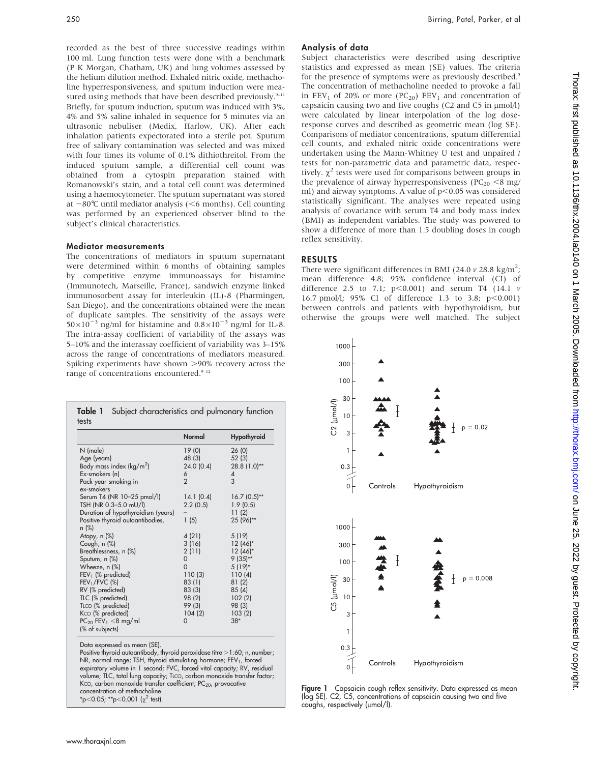recorded as the best of three successive readings within 100 ml. Lung function tests were done with a benchmark (P K Morgan, Chatham, UK) and lung volumes assessed by the helium dilution method. Exhaled nitric oxide, methacholine hyperresponsiveness, and sputum induction were measured using methods that have been described previously.[9–11] Briefly, for sputum induction, sputum was induced with 3%, 4% and 5% saline inhaled in sequence for 5 minutes via an ultrasonic nebuliser (Medix, Harlow, UK). After each inhalation patients expectorated into a sterile pot. Sputum free of salivary contamination was selected and was mixed with four times its volume of 0.1% dithiothreitol. From the induced sputum sample, a differential cell count was obtained from a cytospin preparation stained with Romanowski's stain, and a total cell count was determined using a haemocytometer. The sputum supernatant was stored at −80°C until mediator analysis (<6 months). Cell counting was performed by an experienced observer blind to the subject's clinical characteristics.

### Mediator measurements

The concentrations of mediators in sputum supernatant were determined within 6 months of obtaining samples by competitive enzyme immunoassays for histamine (Immunotech, Marseille, France), sandwich enzyme linked immunosorbent assay for interleukin (IL)-8 (Pharmingen, San Diego), and the concentrations obtained were the mean of duplicate samples. The sensitivity of the assays were $50\times10^{-3}$ ng/ml for histamine and $0.8\times10^{-3}$ ng/ml for IL-8. The intra-assay coefficient of variability of the assays was 5–10% and the interassay coefficient of variability was 3–15% across the range of concentrations of mediators measured. Spiking experiments have shown >90% recovery across the range of concentrations encountered.[9,12]

**Table 1** Subject characteristics and pulmonary function tests

| | Normal | Hypothyroid |
|---|---|---|
| N (male) | 19 (0) | 26 (0) |
| Age (years) | 48 (3) | 52 (3) |
| Body mass index (kg/m$^2$) | 24.0 (0.4) | 28.8 (1.0)** |
| Ex-smokers (n) | 6 | 4 |
| Pack year smoking in ex-smokers | 2 | 3 |
| Serum T4 (NR 10–25 pmol/l) | 14.1 (0.4) | 16.7 (0.5)** |
| TSH (NR 0.3–5.0 mU/l) | 2.2 (0.5) | 1.9 (0.5) |
| Duration of hypothyroidism (years) | – | 11 (2) |
| Positive thyroid autoantibodies, n (%) | 1 (5) | 25 (96)** |
| Atopy, n (%) | 4 (21) | 5 (19) |
| Cough, n (%) | 3 (16) | 12 (46)* |
| Breathlessness, n (%) | 2 (11) | 12 (46)* |
| Sputum, n (%) | 0 | 9 (35)** |
| Wheeze, n (%) | 0 | 5 (19)* |
| $FEV_1$ (% predicted) | 110 (3) | 110 (4) |
| $FEV_1$/FVC (%) | 83 (1) | 81 (2) |
| RV (% predicted) | 83 (3) | 85 (4) |
| TLC (% predicted) | 98 (2) | 102 (2) |
| $T_{LCO}$ (% predicted) | 99 (3) | 98 (3) |
| $K_{CO}$ (% predicted) | 104 (2) | 103 (2) |
| $PC_{20}$ $FEV_1$ <8 mg/ml (% of subjects) | 0 | 38* |

Data expressed as mean (SE).
Positive thyroid autoantibody, thyroid peroxidase titre >1:60; n, number; NR, normal range; TSH, thyroid stimulating hormone; $FEV_1$, forced expiratory volume in 1 second; FVC, forced vital capacity; RV, residual volume; TLC, total lung capacity; $T_{LCO}$, carbon monoxide transfer factor; $K_{CO}$, carbon monoxide transfer coefficient; $PC_{20}$, provocative concentration of methacholine.
*p<0.05; **p<0.001 ($\chi^2$ test).

### Analysis of data

Subject characteristics were described using descriptive statistics and expressed as mean (SE) values. The criteria for the presence of symptoms were as previously described.[5] The concentration of methacholine needed to provoke a fall in $FEV_1$ of 20% or more ($PC_{20}$) $FEV_1$ and concentration of capsaicin causing two and five coughs (C2 and C5 in μmol/l) were calculated by linear interpolation of the log dose-response curves and described as geometric mean (log SE). Comparisons of mediator concentrations, sputum differential cell counts, and exhaled nitric oxide concentrations were undertaken using the Mann-Whitney U test and unpaired *t* tests for non-parametric data and parametric data, respectively. $\chi^2$ tests were used for comparisons between groups in the prevalence of airway hyperresponsiveness ($PC_{20}$ <8 mg/ml) and airway symptoms. A value of $p<0.05$ was considered statistically significant. The analyses were repeated using analysis of covariance with serum T4 and body mass index (BMI) as independent variables. The study was powered to show a difference of more than 1.5 doubling doses in cough reflex sensitivity.

## RESULTS

There were significant differences in BMI (24.0 *v* 28.8 kg/m$^2$; mean difference 4.8; 95% confidence interval (CI) of difference 2.5 to 7.1; $p<0.001$) and serum T4 (14.1 *v* 16.7 pmol/l; 95% CI of difference 1.3 to 3.8; $p<0.001$) between controls and patients with hypothyroidism, but otherwise the groups were well matched. The subject

**Figure 1** Capsaicin cough reflex sensitivity. Data expressed as mean (log SE). C2, C5, concentrations of capsaicin causing two and five coughs, respectively (μmol/l).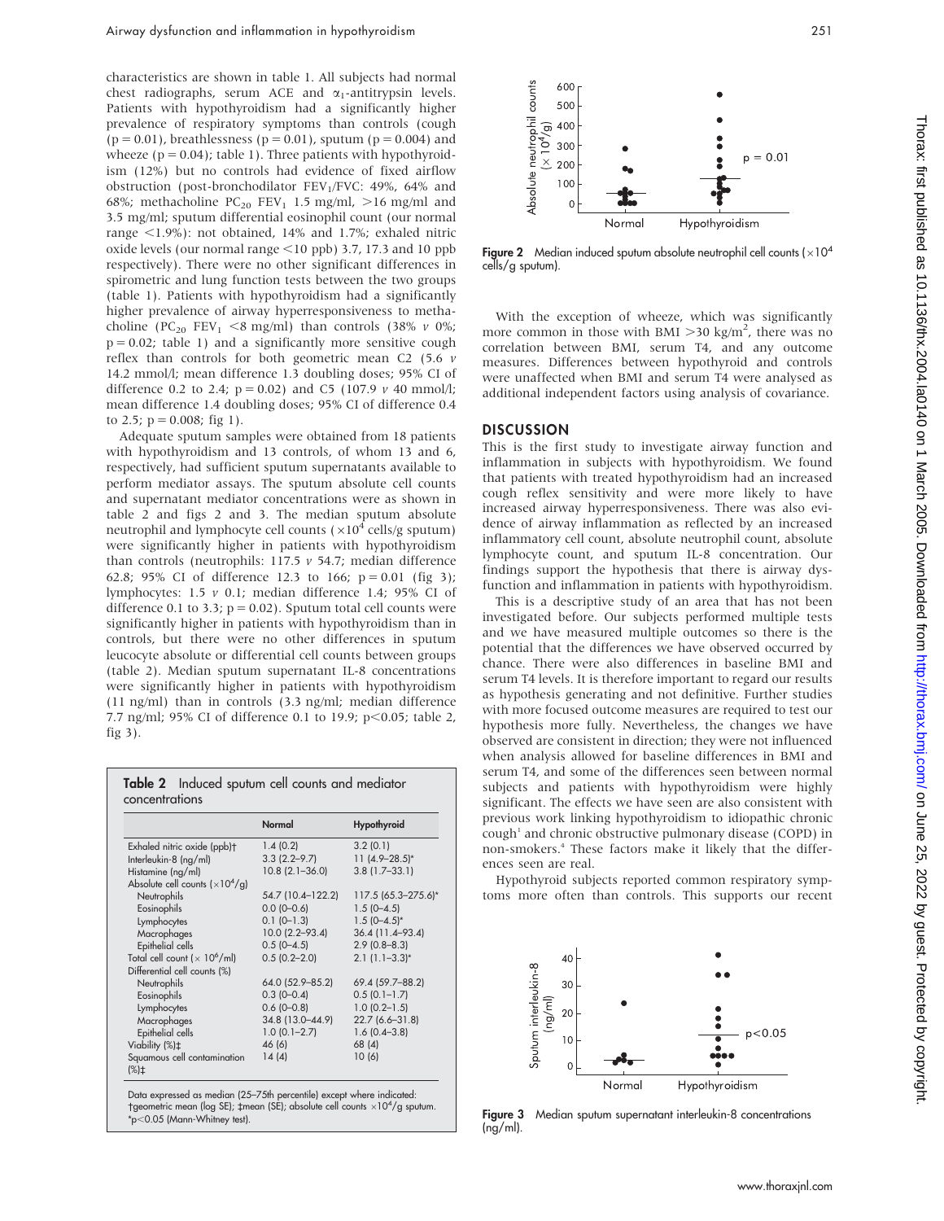characteristics are shown in table 1. All subjects had normal chest radiographs, serum ACE and $\alpha_1$-antitrypsin levels. Patients with hypothyroidism had a significantly higher prevalence of respiratory symptoms than controls (cough ($p = 0.01$), breathlessness ($p = 0.01$), sputum ($p = 0.004$) and wheeze ($p = 0.04$); table 1). Three patients with hypothyroidism (12%) but no controls had evidence of fixed airflow obstruction (post-bronchodilator $FEV_1$/FVC: 49%, 64% and 68%; methacholine $PC_{20}$ $FEV_1$ 1.5 mg/ml, >16 mg/ml and 3.5 mg/ml; sputum differential eosinophil count (our normal range <1.9%): not obtained, 14% and 1.7%; exhaled nitric oxide levels (our normal range <10 ppb) 3.7, 17.3 and 10 ppb respectively). There were no other significant differences in spirometric and lung function tests between the two groups (table 1). Patients with hypothyroidism had a significantly higher prevalence of airway hyperresponsiveness to methacholine ($PC_{20}$ $FEV_1$ <8 mg/ml) than controls (38% *v* 0%; $p = 0.02$; table 1) and a significantly more sensitive cough reflex than controls for both geometric mean C2 (5.6 *v* 14.2 mmol/l; mean difference 1.3 doubling doses; 95% CI of difference 0.2 to 2.4; $p = 0.02$) and C5 (107.9 *v* 40 mmol/l; mean difference 1.4 doubling doses; 95% CI of difference 0.4 to 2.5; $p = 0.008$; fig 1).

Adequate sputum samples were obtained from 18 patients with hypothyroidism and 13 controls, of whom 13 and 6, respectively, had sufficient sputum supernatants available to perform mediator assays. The sputum absolute cell counts and supernatant mediator concentrations were as shown in table 2 and figs 2 and 3. The median sputum absolute neutrophil and lymphocyte cell counts ($\times 10^4$ cells/g sputum) were significantly higher in patients with hypothyroidism than controls (neutrophils: 117.5 *v* 54.7; median difference 62.8; 95% CI of difference 12.3 to 166; $p = 0.01$ (fig 3); lymphocytes: 1.5 *v* 0.1; median difference 1.4; 95% CI of difference 0.1 to 3.3; $p = 0.02$). Sputum total cell counts were significantly higher in patients with hypothyroidism than in controls, but there were no other differences in sputum leucocyte absolute or differential cell counts between groups (table 2). Median sputum supernatant IL-8 concentrations were significantly higher in patients with hypothyroidism (11 ng/ml) than in controls (3.3 ng/ml; median difference 7.7 ng/ml; 95% CI of difference 0.1 to 19.9; $p<0.05$; table 2, fig 3).

**Table 2** Induced sputum cell counts and mediator concentrations

| | Normal | Hypothyroid |
|---|---|---|
| Exhaled nitric oxide (ppb)† | 1.4 (0.2) | 3.2 (0.1) |
| Interleukin-8 (ng/ml) | 3.3 (2.2–9.7) | 11 (4.9–28.5)* |
| Histamine (ng/ml) | 10.8 (2.1–36.0) | 3.8 (1.7–33.1) |
| Absolute cell counts ($\times 10^4$/g) | | |
| Neutrophils | 54.7 (10.4–122.2) | 117.5 (65.3–275.6)* |
| Eosinophils | 0.0 (0–0.6) | 1.5 (0–4.5) |
| Lymphocytes | 0.1 (0–1.3) | 1.5 (0–4.5)* |
| Macrophages | 10.0 (2.2–93.4) | 36.4 (11.4–93.4) |
| Epithelial cells | 0.5 (0–4.5) | 2.9 (0.8–8.3) |
| Total cell count ($\times 10^6$/ml) | 0.5 (0.2–2.0) | 2.1 (1.1–3.3)* |
| Differential cell counts (%) | | |
| Neutrophils | 64.0 (52.9–85.2) | 69.4 (59.7–88.2) |
| Eosinophils | 0.3 (0–0.4) | 0.5 (0.1–1.7) |
| Lymphocytes | 0.6 (0–0.8) | 1.0 (0.2–1.5) |
| Macrophages | 34.8 (13.0–44.9) | 22.7 (6.6–31.8) |
| Epithelial cells | 1.0 (0.1–2.7) | 1.6 (0.4–3.8) |
| Viability (%)‡ | 46 (6) | 68 (4) |
| Squamous cell contamination (%)‡ | 14 (4) | 10 (6) |

Data expressed as median (25–75th percentile) except where indicated: †geometric mean (log SE); ‡mean (SE); absolute cell counts $\times 10^4$/g sputum. *$p<0.05$ (Mann-Whitney test).

Figure 2 Median induced sputum absolute neutrophil cell counts ($\times 10^4$ cells/g sputum).

With the exception of wheeze, which was significantly more common in those with BMI >30 kg/m$^2$, there was no correlation between BMI, serum T4, and any outcome measures. Differences between hypothyroid and controls were unaffected when BMI and serum T4 were analysed as additional independent factors using analysis of covariance.

## DISCUSSION

This is the first study to investigate airway function and inflammation in subjects with hypothyroidism. We found that patients with treated hypothyroidism had an increased cough reflex sensitivity and were more likely to have increased airway hyperresponsiveness. There was also evidence of airway inflammation as reflected by an increased inflammatory cell count, absolute neutrophil count, absolute lymphocyte count, and sputum IL-8 concentration. Our findings support the hypothesis that there is airway dysfunction and inflammation in patients with hypothyroidism.

This is a descriptive study of an area that has not been investigated before. Our subjects performed multiple tests and we have measured multiple outcomes so there is the potential that the differences we have observed occurred by chance. There were also differences in baseline BMI and serum T4 levels. It is therefore important to regard our results as hypothesis generating and not definitive. Further studies with more focused outcome measures are required to test our hypothesis more fully. Nevertheless, the changes we have observed are consistent in direction; they were not influenced when analysis allowed for baseline differences in BMI and serum T4, and some of the differences seen between normal subjects and patients with hypothyroidism were highly significant. The effects we have seen are also consistent with previous work linking hypothyroidism to idiopathic chronic cough[1] and chronic obstructive pulmonary disease (COPD) in non-smokers.[4] These factors make it likely that the differences seen are real.

Hypothyroid subjects reported common respiratory symptoms more often than controls. This supports our recent

Figure 3 Median sputum supernatant interleukin-8 concentrations (ng/ml).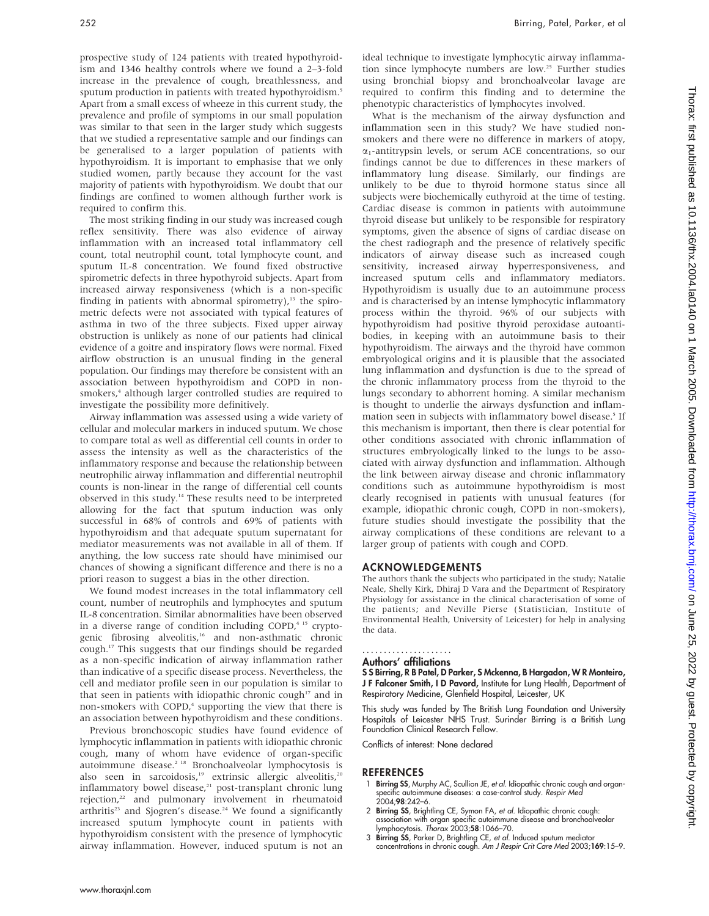prospective study of 124 patients with treated hypothyroidism and 1346 healthy controls where we found a 2–3-fold increase in the prevalence of cough, breathlessness, and sputum production in patients with treated hypothyroidism.[5] Apart from a small excess of wheeze in this current study, the prevalence and profile of symptoms in our small population was similar to that seen in the larger study which suggests that we studied a representative sample and our findings can be generalised to a larger population of patients with hypothyroidism. It is important to emphasise that we only studied women, partly because they account for the vast majority of patients with hypothyroidism. We doubt that our findings are confined to women although further work is required to confirm this.

The most striking finding in our study was increased cough reflex sensitivity. There was also evidence of airway inflammation with an increased total inflammatory cell count, total neutrophil count, total lymphocyte count, and sputum IL-8 concentration. We found fixed obstructive spirometric defects in three hypothyroid subjects. Apart from increased airway responsiveness (which is a non-specific finding in patients with abnormal spirometry),[13] the spirometric defects were not associated with typical features of asthma in two of the three subjects. Fixed upper airway obstruction is unlikely as none of our patients had clinical evidence of a goitre and inspiratory flows were normal. Fixed airflow obstruction is an unusual finding in the general population. Our findings may therefore be consistent with an association between hypothyroidism and COPD in non-smokers,[4] although larger controlled studies are required to investigate the possibility more definitively.

Airway inflammation was assessed using a wide variety of cellular and molecular markers in induced sputum. We chose to compare total as well as differential cell counts in order to assess the intensity as well as the characteristics of the inflammatory response and because the relationship between neutrophilic airway inflammation and differential neutrophil counts is non-linear in the range of differential cell counts observed in this study.[14] These results need to be interpreted allowing for the fact that sputum induction was only successful in 68% of controls and 69% of patients with hypothyroidism and that adequate sputum supernatant for mediator measurements was not available in all of them. If anything, the low success rate should have minimised our chances of showing a significant difference and there is no a priori reason to suggest a bias in the other direction.

We found modest increases in the total inflammatory cell count, number of neutrophils and lymphocytes and sputum IL-8 concentration. Similar abnormalities have been observed in a diverse range of condition including COPD,[4 15] cryptogenic fibrosing alveolitis,[16] and non-asthmatic chronic cough.[17] This suggests that our findings should be regarded as a non-specific indication of airway inflammation rather than indicative of a specific disease process. Nevertheless, the cell and mediator profile seen in our population is similar to that seen in patients with idiopathic chronic cough[17] and in non-smokers with COPD,[4] supporting the view that there is an association between hypothyroidism and these conditions.

Previous bronchoscopic studies have found evidence of lymphocytic inflammation in patients with idiopathic chronic cough, many of whom have evidence of organ-specific autoimmune disease.[2 18] Bronchoalveolar lymphocytosis is also seen in sarcoidosis,[19] extrinsic allergic alveolitis,[20] inflammatory bowel disease,[21] post-transplant chronic lung rejection,[22] and pulmonary involvement in rheumatoid arthritis[23] and Sjogren's disease.[24] We found a significantly increased sputum lymphocyte count in patients with hypothyroidism consistent with the presence of lymphocytic airway inflammation. However, induced sputum is not an ideal technique to investigate lymphocytic airway inflammation since lymphocyte numbers are low.[25] Further studies using bronchial biopsy and bronchoalveolar lavage are required to confirm this finding and to determine the phenotypic characteristics of lymphocytes involved.

What is the mechanism of the airway dysfunction and inflammation seen in this study? We have studied non-smokers and there were no difference in markers of atopy, $\alpha_1$-antitrypsin levels, or serum ACE concentrations, so our findings cannot be due to differences in these markers of inflammatory lung disease. Similarly, our findings are unlikely to be due to thyroid hormone status since all subjects were biochemically euthyroid at the time of testing. Cardiac disease is common in patients with autoimmune thyroid disease but unlikely to be responsible for respiratory symptoms, given the absence of signs of cardiac disease on the chest radiograph and the presence of relatively specific indicators of airway disease such as increased cough sensitivity, increased airway hyperresponsiveness, and increased sputum cells and inflammatory mediators. Hypothyroidism is usually due to an autoimmune process and is characterised by an intense lymphocytic inflammatory process within the thyroid. 96% of our subjects with hypothyroidism had positive thyroid peroxidase autoantibodies, in keeping with an autoimmune basis to their hypothyroidism. The airways and the thyroid have common embryological origins and it is plausible that the associated lung inflammation and dysfunction is due to the spread of the chronic inflammatory process from the thyroid to the lungs secondary to abhorrent homing. A similar mechanism is thought to underlie the airways dysfunction and inflammation seen in subjects with inflammatory bowel disease.[5] If this mechanism is important, then there is clear potential for other conditions associated with chronic inflammation of structures embryologically linked to the lungs to be associated with airway dysfunction and inflammation. Although the link between airway disease and chronic inflammatory conditions such as autoimmune hypothyroidism is most clearly recognised in patients with unusual features (for example, idiopathic chronic cough, COPD in non-smokers), future studies should investigate the possibility that the airway complications of these conditions are relevant to a larger group of patients with cough and COPD.

## ACKNOWLEDGEMENTS

The authors thank the subjects who participated in the study; Natalie Neale, Shelly Kirk, Dhiraj D Vara and the Department of Respiratory Physiology for assistance in the clinical characterisation of some of the patients; and Neville Pierse (Statistician, Institute of Environmental Health, University of Leicester) for help in analysing the data.

### Authors' affiliations

**S S Birring, R B Patel, D Parker, S Mckenna, B Hargadon, W R Monteiro, J F Falconer Smith, I D Pavord,** Institute for Lung Health, Department of Respiratory Medicine, Glenfield Hospital, Leicester, UK

This study was funded by The British Lung Foundation and University Hospitals of Leicester NHS Trust. Surinder Birring is a British Lung Foundation Clinical Research Fellow.

Conflicts of interest: None declared

## REFERENCES

1. **Birring SS**, Murphy AC, Scullion JE, *et al.* Idiopathic chronic cough and organ-specific autoimmune diseases: a case-control study. *Respir Med* 2004;**98**:242–6.
2. **Birring SS**, Brightling CE, Symon FA, *et al.* Idiopathic chronic cough: association with organ specific autoimmune disease and bronchoalveolar lymphocytosis. *Thorax* 2003;**58**:1066–70.
3. **Birring SS**, Parker D, Brightling CE, *et al.* Induced sputum mediator concentrations in chronic cough. *Am J Respir Crit Care Med* 2003;**169**:15–9.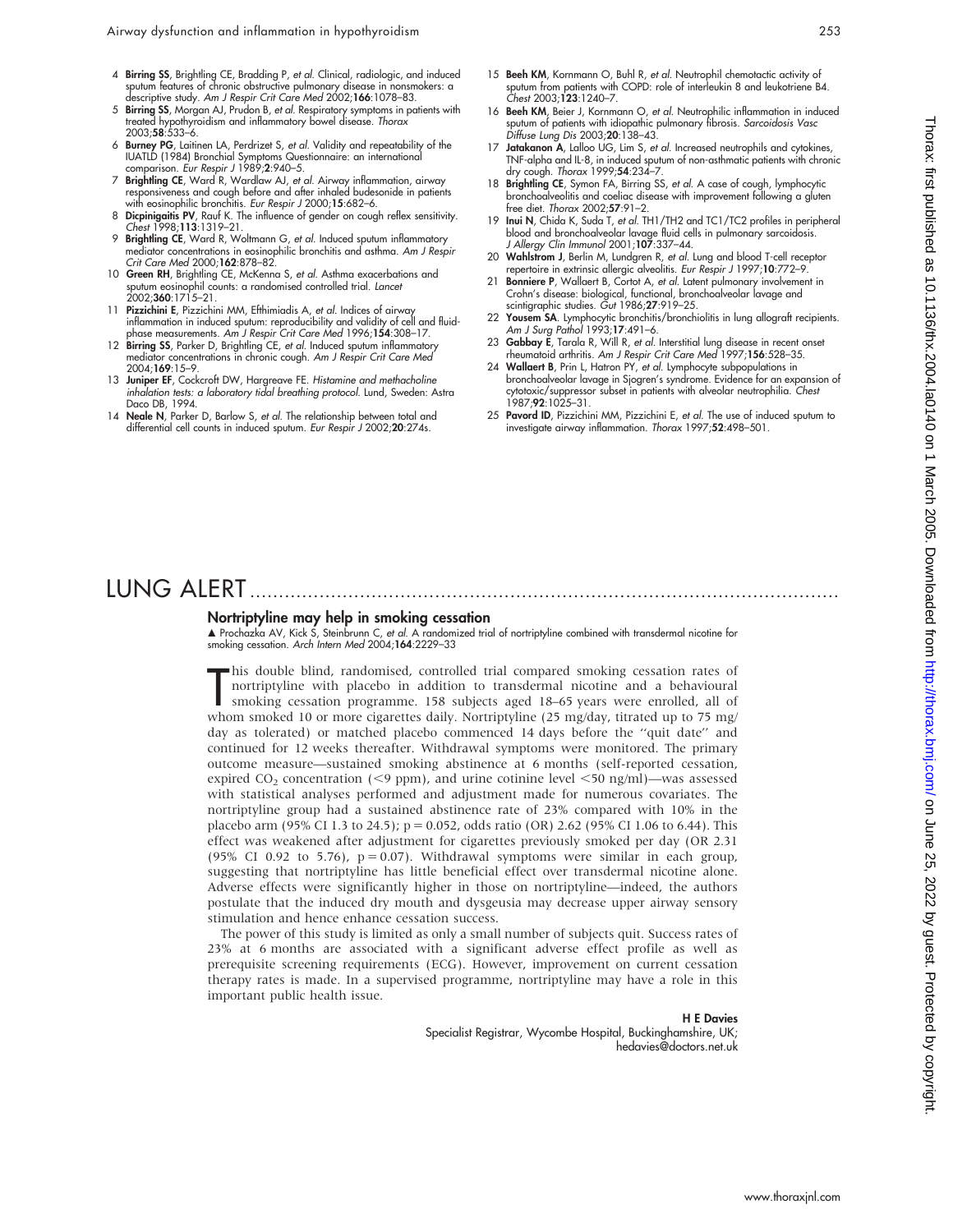4. **Birring SS**, Brightling CE, Bradding P, *et al*. Clinical, radiologic, and induced sputum features of chronic obstructive pulmonary disease in nonsmokers: a descriptive study. *Am J Respir Crit Care Med* 2002;**166**:1078–83.
5. **Birring SS**, Morgan AJ, Prudon B, *et al*. Respiratory symptoms in patients with treated hypothyroidism and inflammatory bowel disease. *Thorax* 2003;**58**:533–6.
6. **Burney PG**, Laitinen LA, Perdrizet S, *et al*. Validity and repeatability of the IUATLD (1984) Bronchial Symptoms Questionnaire: an international comparison. *Eur Respir J* 1989;**2**:940–5.
7. **Brightling CE**, Ward R, Wardlaw AJ, *et al*. Airway inflammation, airway responsiveness and cough before and after inhaled budesonide in patients with eosinophilic bronchitis. *Eur Respir J* 2000;**15**:682–6.
8. **Dicpinigaitis PV**, Rauf K. The influence of gender on cough reflex sensitivity. *Chest* 1998;**113**:1319–21.
9. **Brightling CE**, Ward R, Woltmann G, *et al*. Induced sputum inflammatory mediator concentrations in eosinophilic bronchitis and asthma. *Am J Respir Crit Care Med* 2000;**162**:878–82.
10. **Green RH**, Brightling CE, McKenna S, *et al*. Asthma exacerbations and sputum eosinophil counts: a randomised controlled trial. *Lancet* 2002;**360**:1715–21.
11. **Pizzichini E**, Pizzichini MM, Efthimiadis A, *et al*. Indices of airway inflammation in induced sputum: reproducibility and validity of cell and fluid-phase measurements. *Am J Respir Crit Care Med* 1996;**154**:308–17.
12. **Birring SS**, Parker D, Brightling CE, *et al*. Induced sputum inflammatory mediator concentrations in chronic cough. *Am J Respir Crit Care Med* 2004;**169**:15–9.
13. **Juniper EF**, Cockcroft DW, Hargreave FE. *Histamine and methacholine inhalation tests: a laboratory tidal breathing protocol*. Lund, Sweden: Astra Daco DB, 1994.
14. **Neale N**, Parker D, Barlow S, *et al*. The relationship between total and differential cell counts in induced sputum. *Eur Respir J* 2002;**20**:274s.
15. **Beeh KM**, Kornmann O, Buhl R, *et al*. Neutrophil chemotactic activity of sputum from patients with COPD: role of interleukin 8 and leukotriene B4. *Chest* 2003;**123**:1240–7.
16. **Beeh KM**, Beier J, Kornmann O, *et al*. Neutrophilic inflammation in induced sputum of patients with idiopathic pulmonary fibrosis. *Sarcoidosis Vasc Diffuse Lung Dis* 2003;**20**:138–43.
17. **Jatakanon A**, Lalloo UG, Lim S, *et al*. Increased neutrophils and cytokines, TNF-alpha and IL-8, in induced sputum of non-asthmatic patients with chronic dry cough. *Thorax* 1999;**54**:234–7.
18. **Brightling CE**, Symon FA, Birring SS, *et al*. A case of cough, lymphocytic bronchoalveolitis and coeliac disease with improvement following a gluten free diet. *Thorax* 2002;**57**:91–2.
19. **Inui N**, Chida K, Suda T, *et al*. TH1/TH2 and TC1/TC2 profiles in peripheral blood and bronchoalveolar lavage fluid cells in pulmonary sarcoidosis. *J Allergy Clin Immunol* 2001;**107**:337–44.
20. **Wahlstrom J**, Berlin M, Lundgren R, *et al*. Lung and blood T-cell receptor repertoire in extrinsic allergic alveolitis. *Eur Respir J* 1997;**10**:772–9.
21. **Bonniere P**, Wallaert B, Cortot A, *et al*. Latent pulmonary involvement in Crohn's disease: biological, functional, bronchoalveolar lavage and scintigraphic studies. *Gut* 1986;**27**:919–25.
22. **Yousem SA**. Lymphocytic bronchitis/bronchiolitis in lung allograft recipients. *Am J Surg Pathol* 1993;**17**:491–6.
23. **Gabbay E**, Tarala R, Will R, *et al*. Interstitial lung disease in recent onset rheumatoid arthritis. *Am J Respir Crit Care Med* 1997;**156**:528–35.
24. **Wallaert B**, Prin L, Hatron PY, *et al*. Lymphocyte subpopulations in bronchoalveolar lavage in Sjogren's syndrome. Evidence for an expansion of cytotoxic/suppressor subset in patients with alveolar neutrophilia. *Chest* 1987;**92**:1025–31.
25. **Pavord ID**, Pizzichini MM, Pizzichini E, *et al*. The use of induced sputum to investigate airway inflammation. *Thorax* 1997;**52**:498–501.

# LUNG ALERT

## Nortriptyline may help in smoking cessation

▲ Prochazka AV, Kick S, Steinbrunn C, *et al*. A randomized trial of nortriptyline combined with transdermal nicotine for smoking cessation. *Arch Intern Med* 2004;**164**:2229–33

This double blind, randomised, controlled trial compared smoking cessation rates of nortriptyline with placebo in addition to transdermal nicotine and a behavioural smoking cessation programme. 158 subjects aged 18–65 years were enrolled, all of whom smoked 10 or more cigarettes daily. Nortriptyline (25 mg/day, titrated up to 75 mg/day as tolerated) or matched placebo commenced 14 days before the "quit date" and continued for 12 weeks thereafter. Withdrawal symptoms were monitored. The primary outcome measure—sustained smoking abstinence at 6 months (self-reported cessation, expired $CO_2$ concentration (<9 ppm), and urine cotinine level <50 ng/ml)—was assessed with statistical analyses performed and adjustment made for numerous covariates. The nortriptyline group had a sustained abstinence rate of 23% compared with 10% in the placebo arm (95% CI 1.3 to 24.5); p = 0.052, odds ratio (OR) 2.62 (95% CI 1.06 to 6.44). This effect was weakened after adjustment for cigarettes previously smoked per day (OR 2.31 (95% CI 0.92 to 5.76), p = 0.07). Withdrawal symptoms were similar in each group, suggesting that nortriptyline has little beneficial effect over transdermal nicotine alone. Adverse effects were significantly higher in those on nortriptyline—indeed, the authors postulate that the induced dry mouth and dysgeusia may decrease upper airway sensory stimulation and hence enhance cessation success.

The power of this study is limited as only a small number of subjects quit. Success rates of 23% at 6 months are associated with a significant adverse effect profile as well as prerequisite screening requirements (ECG). However, improvement on current cessation therapy rates is made. In a supervised programme, nortriptyline may have a role in this important public health issue.

**H E Davies**
Specialist Registrar, Wycombe Hospital, Buckinghamshire, UK;
hedavies@doctors.net.uk